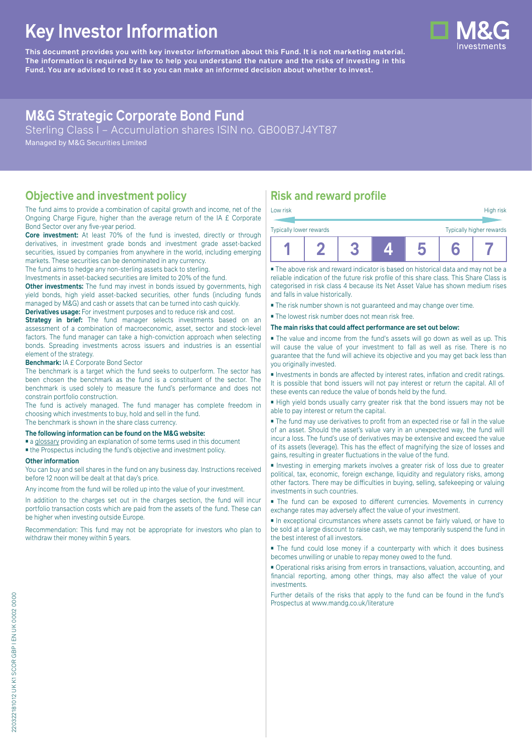# Key Investor Information

**This document provides you with key investor information about this Fund. It is not marketing material. The information is required by law to help you understand the nature and the risks of investing in this Fund. You are advised to read it so you can make an informed decision about whether to invest.**

## M&G Strategic Corporate Bond Fund

Sterling Class I – Accumulation shares ISIN no. GB00B7J4YT87

Managed by M&G Securities Limited

## Objective and investment policy

The fund aims to provide a combination of capital growth and income, net of the Ongoing Charge Figure, higher than the average return of the IA £ Corporate Bond Sector over any five-year period.

**Core investment:** At least 70% of the fund is invested, directly or through derivatives, in investment grade bonds and investment grade asset-backed securities, issued by companies from anywhere in the world, including emerging markets. These securities can be denominated in any currency.

The fund aims to hedge any non-sterling assets back to sterling.

Investments in asset-backed securities are limited to 20% of the fund.

**Other investments:** The fund may invest in bonds issued by governments, high yield bonds, high yield asset-backed securities, other funds (including funds managed by M&G) and cash or assets that can be turned into cash quickly.

**Derivatives usage:** For investment purposes and to reduce risk and cost.

**Strategy in brief:** The fund manager selects investments based on an assessment of a combination of macroeconomic, asset, sector and stock-level factors. The fund manager can take a high-conviction approach when selecting bonds. Spreading investments across issuers and industries is an essential element of the strategy.

**Benchmark:** IA £ Corporate Bond Sector

The benchmark is a target which the fund seeks to outperform. The sector has been chosen the benchmark as the fund is a constituent of the sector. The benchmark is used solely to measure the fund's performance and does not constrain portfolio construction.

The fund is actively managed. The fund manager has complete freedom in choosing which investments to buy, hold and sell in the fund.

The benchmark is shown in the share class currency.

**The following information can be found on the M&G website:**

- a glossary providing an explanation of some terms used in this document
- the Prospectus including the fund's objective and investment policy.

**Other information**

You can buy and sell shares in the fund on any business day. Instructions received before 12 noon will be dealt at that day's price.

Any income from the fund will be rolled up into the value of your investment.

In addition to the charges set out in the charges section, the fund will incur portfolio transaction costs which are paid from the assets of the fund. These can be higher when investing outside Europe.

Recommendation: This fund may not be appropriate for investors who plan to withdraw their money within 5 years.

## Risk and reward profile

| Low risk | | | | | | High risk |
|---|---|---|---|---|---|---|
| Typically lower rewards | | | | | | Typically higher rewards |
| 1 | 2 | 3 | **4** | 5 | 6 | 7 |

- The above risk and reward indicator is based on historical data and may not be a reliable indication of the future risk profile of this share class. This Share Class is categorised in risk class 4 because its Net Asset Value has shown medium rises and falls in value historically.
- The risk number shown is not guaranteed and may change over time.
- The lowest risk number does not mean risk free.

**The main risks that could affect performance are set out below:**

- The value and income from the fund's assets will go down as well as up. This will cause the value of your investment to fall as well as rise. There is no guarantee that the fund will achieve its objective and you may get back less than you originally invested.
- Investments in bonds are affected by interest rates, inflation and credit ratings. It is possible that bond issuers will not pay interest or return the capital. All of these events can reduce the value of bonds held by the fund.
- High yield bonds usually carry greater risk that the bond issuers may not be able to pay interest or return the capital.
- The fund may use derivatives to profit from an expected rise or fall in the value of an asset. Should the asset's value vary in an unexpected way, the fund will incur a loss. The fund's use of derivatives may be extensive and exceed the value of its assets (leverage). This has the effect of magnifying the size of losses and gains, resulting in greater fluctuations in the value of the fund.
- Investing in emerging markets involves a greater risk of loss due to greater political, tax, economic, foreign exchange, liquidity and regulatory risks, among other factors. There may be difficulties in buying, selling, safekeeping or valuing investments in such countries.
- The fund can be exposed to different currencies. Movements in currency exchange rates may adversely affect the value of your investment.
- In exceptional circumstances where assets cannot be fairly valued, or have to be sold at a large discount to raise cash, we may temporarily suspend the fund in the best interest of all investors.
- The fund could lose money if a counterparty with which it does business becomes unwilling or unable to repay money owed to the fund.
- Operational risks arising from errors in transactions, valuation, accounting, and financial reporting, among other things, may also affect the value of your investments.

Further details of the risks that apply to the fund can be found in the fund's Prospectus at www.mandg.co.uk/literature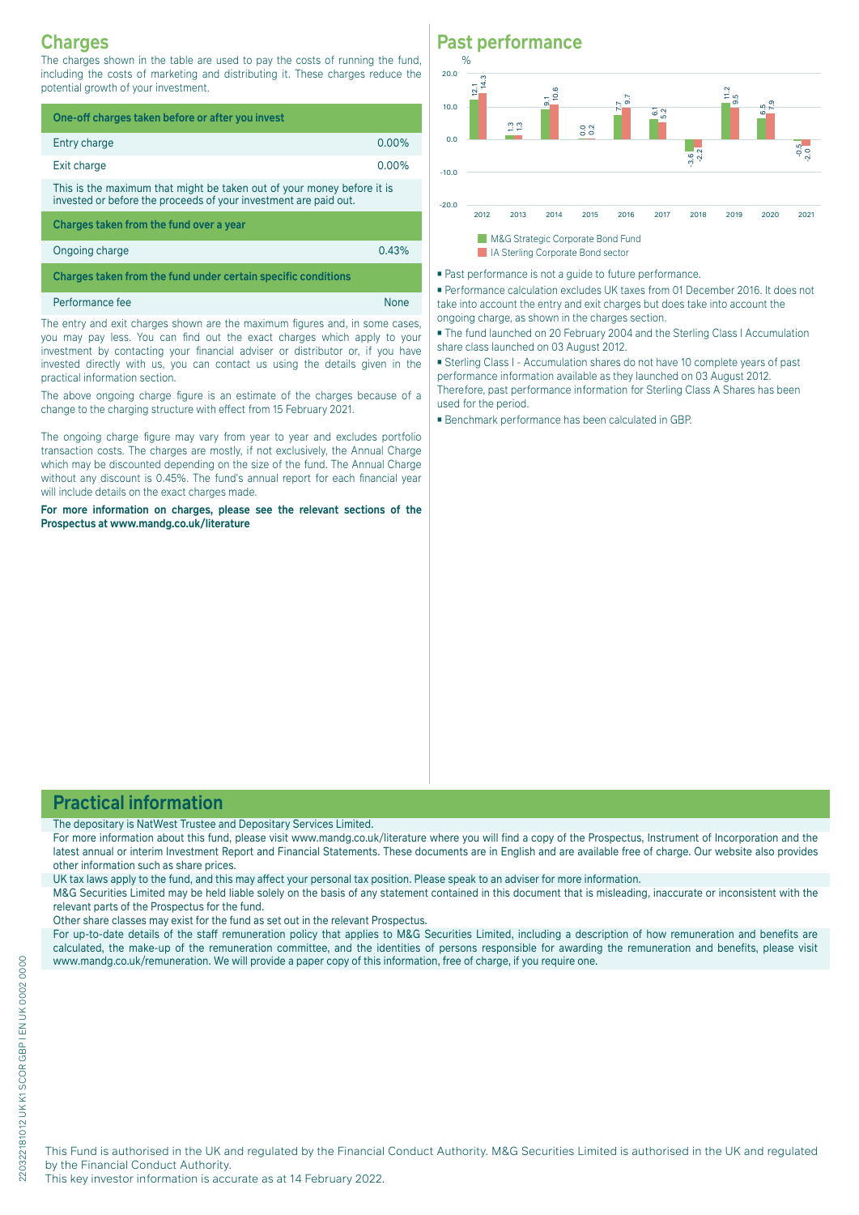## Charges

The charges shown in the table are used to pay the costs of running the fund, including the costs of marketing and distributing it. These charges reduce the potential growth of your investment.

| One-off charges taken before or after you invest | |
|---|---|
| Entry charge | 0.00% |
| Exit charge | 0.00% |
| This is the maximum that might be taken out of your money before it is invested or before the proceeds of your investment are paid out. | |
| **Charges taken from the fund over a year** | |
| Ongoing charge | 0.43% |
| **Charges taken from the fund under certain specific conditions** | |
| Performance fee | None |

The entry and exit charges shown are the maximum figures and, in some cases, you may pay less. You can find out the exact charges which apply to your investment by contacting your financial adviser or distributor or, if you have invested directly with us, you can contact us using the details given in the practical information section.

The above ongoing charge figure is an estimate of the charges because of a change to the charging structure with effect from 15 February 2021.

The ongoing charge figure may vary from year to year and excludes portfolio transaction costs. The charges are mostly, if not exclusively, the Annual Charge which may be discounted depending on the size of the fund. The Annual Charge without any discount is 0.45%. The fund's annual report for each financial year will include details on the exact charges made.

**For more information on charges, please see the relevant sections of the Prospectus at www.mandg.co.uk/literature**

## Past performance

%

20.0
10.0
0.0
-10.0
-20.0

2012: 12.1, 14.3
2013: 1.3, 1.3
2014: 9.1, 10.6
2015: 0.0, 0.2
2016: 7.7, 9.7
2017: 6.1, 5.2
2018: -3.6, -2.2
2019: 11.2, 9.5
2020: 6.5, 7.9
2021: -0.5, -2.0

M&G Strategic Corporate Bond Fund
IA Sterling Corporate Bond sector

- Past performance is not a guide to future performance.
- Performance calculation excludes UK taxes from 01 December 2016. It does not take into account the entry and exit charges but does take into account the ongoing charge, as shown in the charges section.
- The fund launched on 20 February 2004 and the Sterling Class I Accumulation share class launched on 03 August 2012.
- Sterling Class I - Accumulation shares do not have 10 complete years of past performance information available as they launched on 03 August 2012. Therefore, past performance information for Sterling Class A Shares has been used for the period.
- Benchmark performance has been calculated in GBP.

## Practical information

The depositary is NatWest Trustee and Depositary Services Limited.

For more information about this fund, please visit www.mandg.co.uk/literature where you will find a copy of the Prospectus, Instrument of Incorporation and the latest annual or interim Investment Report and Financial Statements. These documents are in English and are available free of charge. Our website also provides other information such as share prices.

UK tax laws apply to the fund, and this may affect your personal tax position. Please speak to an adviser for more information.

M&G Securities Limited may be held liable solely on the basis of any statement contained in this document that is misleading, inaccurate or inconsistent with the relevant parts of the Prospectus for the fund.

Other share classes may exist for the fund as set out in the relevant Prospectus.

For up-to-date details of the staff remuneration policy that applies to M&G Securities Limited, including a description of how remuneration and benefits are calculated, the make-up of the remuneration committee, and the identities of persons responsible for awarding the remuneration and benefits, please visit www.mandg.co.uk/remuneration. We will provide a paper copy of this information, free of charge, if you require one.

This Fund is authorised in the UK and regulated by the Financial Conduct Authority. M&G Securities Limited is authorised in the UK and regulated by the Financial Conduct Authority.
This key investor information is accurate as at 14 February 2022.

220322181012 UK K1 SCOR GBP I EN UK 0002 0000